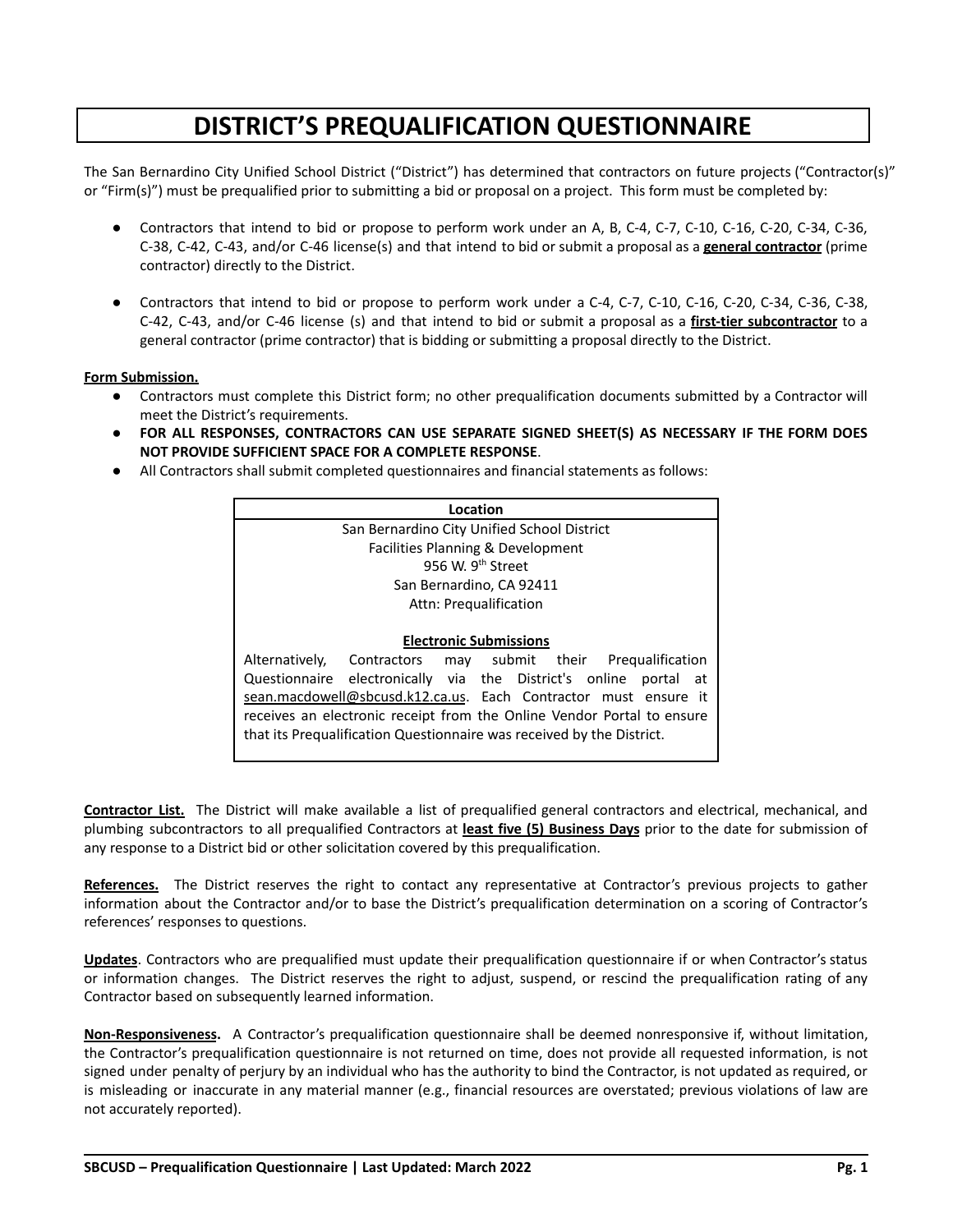# DISTRICT'S PREQUALIFICATION QUESTIONNAIRE

The San Bernardino City Unified School District ("District") has determined that contractors on future projects ("Contractor(s)" or "Firm(s)") must be prequalified prior to submitting a bid or proposal on a project. This form must be completed by:

- Contractors that intend to bid or propose to perform work under an A, B, C-4, C-7, C-10, C-16, C-20, C-34, C-36, C-38, C-42, C-43, and/or C-46 license(s) and that intend to bid or submit a proposal as a **general contractor** (prime contractor) directly to the District.

- Contractors that intend to bid or propose to perform work under a C-4, C-7, C-10, C-16, C-20, C-34, C-36, C-38, C-42, C-43, and/or C-46 license (s) and that intend to bid or submit a proposal as a **first-tier subcontractor** to a general contractor (prime contractor) that is bidding or submitting a proposal directly to the District.

**Form Submission.**

- Contractors must complete this District form; no other prequalification documents submitted by a Contractor will meet the District's requirements.
- **FOR ALL RESPONSES, CONTRACTORS CAN USE SEPARATE SIGNED SHEET(S) AS NECESSARY IF THE FORM DOES NOT PROVIDE SUFFICIENT SPACE FOR A COMPLETE RESPONSE**.
- All Contractors shall submit completed questionnaires and financial statements as follows:

| **Location** |
|---|
| San Bernardino City Unified School District<br>Facilities Planning & Development<br>956 W. 9th Street<br>San Bernardino, CA 92411<br>Attn: Prequalification<br><br>**Electronic Submissions**<br>Alternatively, Contractors may submit their Prequalification Questionnaire electronically via the District's online portal at sean.macdowell@sbcusd.k12.ca.us. Each Contractor must ensure it receives an electronic receipt from the Online Vendor Portal to ensure that its Prequalification Questionnaire was received by the District. |

**Contractor List.** The District will make available a list of prequalified general contractors and electrical, mechanical, and plumbing subcontractors to all prequalified Contractors at **least five (5) Business Days** prior to the date for submission of any response to a District bid or other solicitation covered by this prequalification.

**References.** The District reserves the right to contact any representative at Contractor's previous projects to gather information about the Contractor and/or to base the District's prequalification determination on a scoring of Contractor's references' responses to questions.

**Updates**. Contractors who are prequalified must update their prequalification questionnaire if or when Contractor's status or information changes. The District reserves the right to adjust, suspend, or rescind the prequalification rating of any Contractor based on subsequently learned information.

**Non-Responsiveness.** A Contractor's prequalification questionnaire shall be deemed nonresponsive if, without limitation, the Contractor's prequalification questionnaire is not returned on time, does not provide all requested information, is not signed under penalty of perjury by an individual who has the authority to bind the Contractor, is not updated as required, or is misleading or inaccurate in any material manner (e.g., financial resources are overstated; previous violations of law are not accurately reported).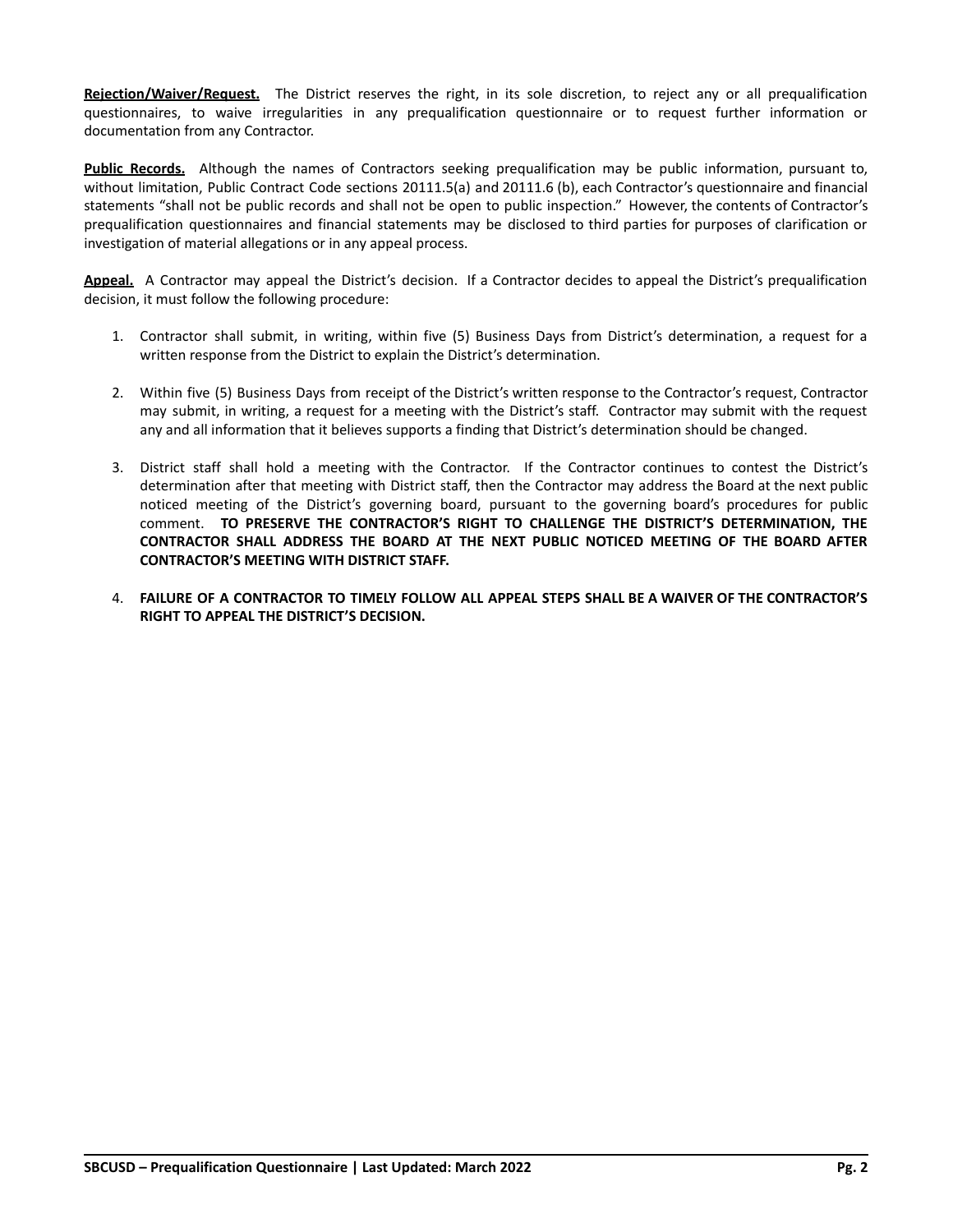**Rejection/Waiver/Request.** The District reserves the right, in its sole discretion, to reject any or all prequalification questionnaires, to waive irregularities in any prequalification questionnaire or to request further information or documentation from any Contractor.

**Public Records.** Although the names of Contractors seeking prequalification may be public information, pursuant to, without limitation, Public Contract Code sections 20111.5(a) and 20111.6 (b), each Contractor's questionnaire and financial statements "shall not be public records and shall not be open to public inspection." However, the contents of Contractor's prequalification questionnaires and financial statements may be disclosed to third parties for purposes of clarification or investigation of material allegations or in any appeal process.

**Appeal.** A Contractor may appeal the District's decision. If a Contractor decides to appeal the District's prequalification decision, it must follow the following procedure:

1. Contractor shall submit, in writing, within five (5) Business Days from District's determination, a request for a written response from the District to explain the District's determination.

2. Within five (5) Business Days from receipt of the District's written response to the Contractor's request, Contractor may submit, in writing, a request for a meeting with the District's staff. Contractor may submit with the request any and all information that it believes supports a finding that District's determination should be changed.

3. District staff shall hold a meeting with the Contractor. If the Contractor continues to contest the District's determination after that meeting with District staff, then the Contractor may address the Board at the next public noticed meeting of the District's governing board, pursuant to the governing board's procedures for public comment. **TO PRESERVE THE CONTRACTOR'S RIGHT TO CHALLENGE THE DISTRICT'S DETERMINATION, THE CONTRACTOR SHALL ADDRESS THE BOARD AT THE NEXT PUBLIC NOTICED MEETING OF THE BOARD AFTER CONTRACTOR'S MEETING WITH DISTRICT STAFF.**

4. **FAILURE OF A CONTRACTOR TO TIMELY FOLLOW ALL APPEAL STEPS SHALL BE A WAIVER OF THE CONTRACTOR'S RIGHT TO APPEAL THE DISTRICT'S DECISION.**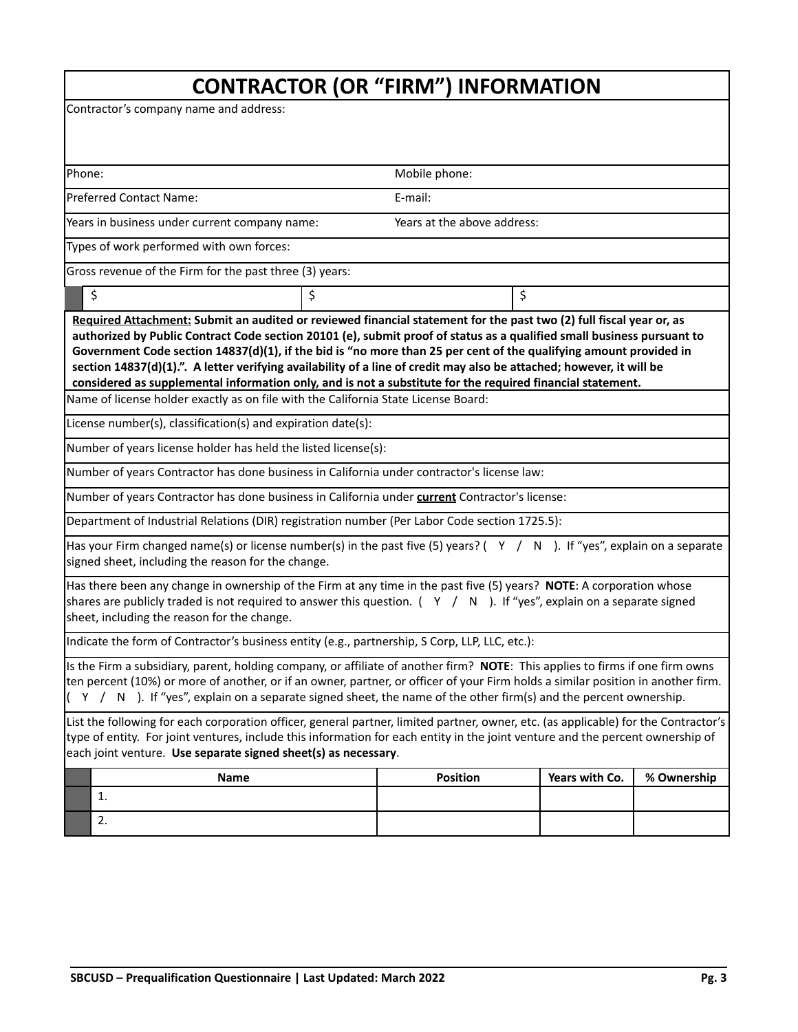# CONTRACTOR (OR "FIRM") INFORMATION

Contractor's company name and address:

Phone: Mobile phone:

Preferred Contact Name: E-mail:

Years in business under current company name: Years at the above address:

Types of work performed with own forces:

Gross revenue of the Firm for the past three (3) years:

| $ | $ | $ |
|---|---|---|

**Required Attachment: Submit an audited or reviewed financial statement for the past two (2) full fiscal year or, as authorized by Public Contract Code section 20101 (e), submit proof of status as a qualified small business pursuant to Government Code section 14837(d)(1), if the bid is "no more than 25 per cent of the qualifying amount provided in section 14837(d)(1).". A letter verifying availability of a line of credit may also be attached; however, it will be considered as supplemental information only, and is not a substitute for the required financial statement.**

Name of license holder exactly as on file with the California State License Board:

License number(s), classification(s) and expiration date(s):

Number of years license holder has held the listed license(s):

Number of years Contractor has done business in California under contractor's license law:

Number of years Contractor has done business in California under **current** Contractor's license:

Department of Industrial Relations (DIR) registration number (Per Labor Code section 1725.5):

Has your Firm changed name(s) or license number(s) in the past five (5) years? ( Y / N ). If "yes", explain on a separate signed sheet, including the reason for the change.

Has there been any change in ownership of the Firm at any time in the past five (5) years? **NOTE**: A corporation whose shares are publicly traded is not required to answer this question. ( Y / N ). If "yes", explain on a separate signed sheet, including the reason for the change.

Indicate the form of Contractor's business entity (e.g., partnership, S Corp, LLP, LLC, etc.):

Is the Firm a subsidiary, parent, holding company, or affiliate of another firm? **NOTE**: This applies to firms if one firm owns ten percent (10%) or more of another, or if an owner, partner, or officer of your Firm holds a similar position in another firm. ( Y / N ). If "yes", explain on a separate signed sheet, the name of the other firm(s) and the percent ownership.

List the following for each corporation officer, general partner, limited partner, owner, etc. (as applicable) for the Contractor's type of entity. For joint ventures, include this information for each entity in the joint venture and the percent ownership of each joint venture. **Use separate signed sheet(s) as necessary**.

| Name | Position | Years with Co. | % Ownership |
|---|---|---|---|
| 1. | | | |
| 2. | | | |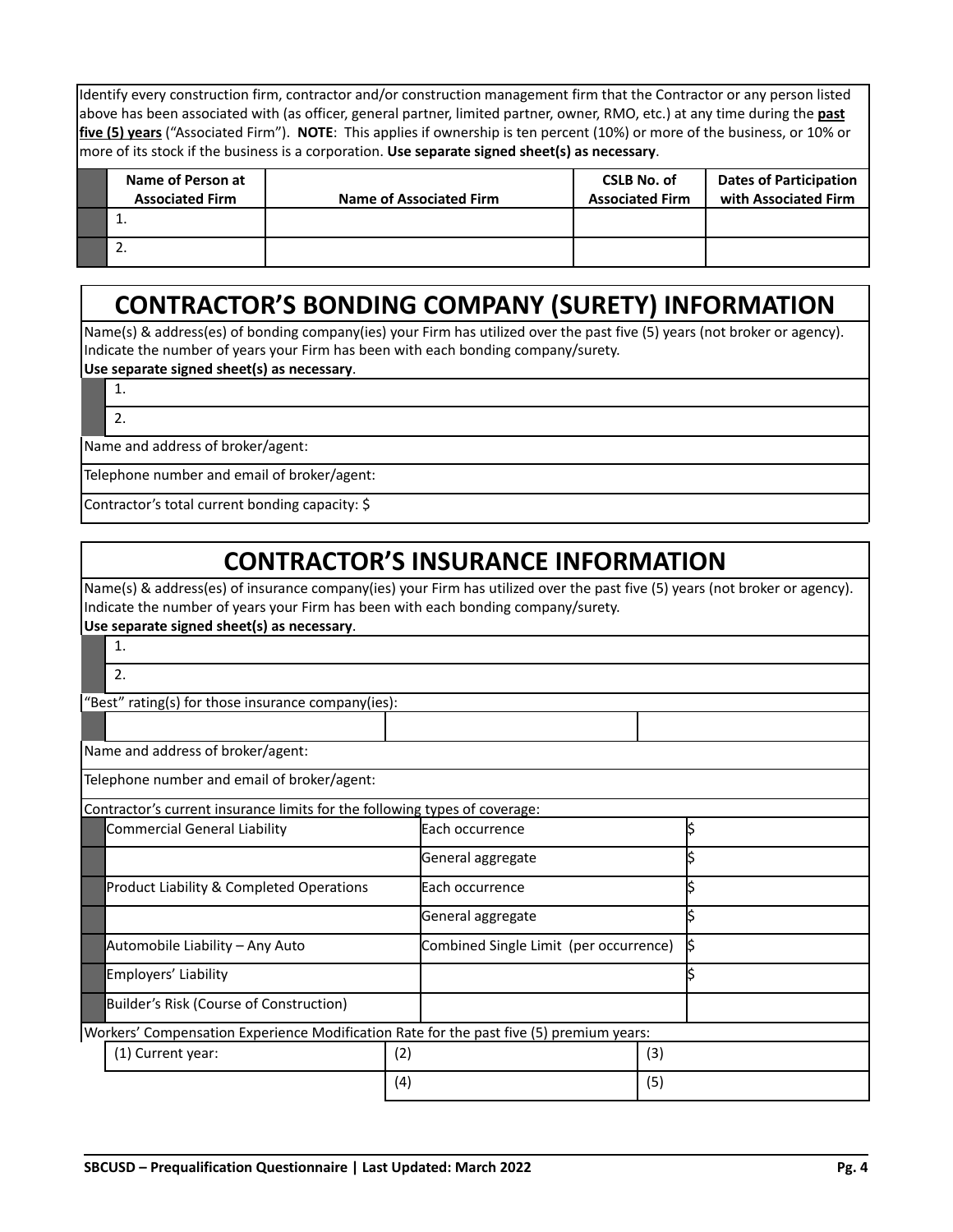Identify every construction firm, contractor and/or construction management firm that the Contractor or any person listed above has been associated with (as officer, general partner, limited partner, owner, RMO, etc.) at any time during the **past five (5) years** ("Associated Firm"). **NOTE**: This applies if ownership is ten percent (10%) or more of the business, or 10% or more of its stock if the business is a corporation. **Use separate signed sheet(s) as necessary**.

| Name of Person at Associated Firm | Name of Associated Firm | CSLB No. of Associated Firm | Dates of Participation with Associated Firm |
|---|---|---|---|
| 1. | | | |
| 2. | | | |

## CONTRACTOR'S BONDING COMPANY (SURETY) INFORMATION

Name(s) & address(es) of bonding company(ies) your Firm has utilized over the past five (5) years (not broker or agency). Indicate the number of years your Firm has been with each bonding company/surety.
**Use separate signed sheet(s) as necessary**.

1.

2.

Name and address of broker/agent:

Telephone number and email of broker/agent:

Contractor's total current bonding capacity: $

## CONTRACTOR'S INSURANCE INFORMATION

Name(s) & address(es) of insurance company(ies) your Firm has utilized over the past five (5) years (not broker or agency). Indicate the number of years your Firm has been with each bonding company/surety.
**Use separate signed sheet(s) as necessary**.

1.

2.

"Best" rating(s) for those insurance company(ies):

| | | |
|---|---|---|
| | | |

Name and address of broker/agent:

Telephone number and email of broker/agent:

Contractor's current insurance limits for the following types of coverage:

| Coverage | Limit Type | Amount |
|---|---|---|
| Commercial General Liability | Each occurrence | $ |
| | General aggregate | $ |
| Product Liability & Completed Operations | Each occurrence | $ |
| | General aggregate | $ |
| Automobile Liability – Any Auto | Combined Single Limit (per occurrence) | $ |
| Employers' Liability | | $ |
| Builder's Risk (Course of Construction) | | |

Workers' Compensation Experience Modification Rate for the past five (5) premium years:

| | | |
|---|---|---|
| (1) Current year: | (2) | (3) |
| | (4) | (5) |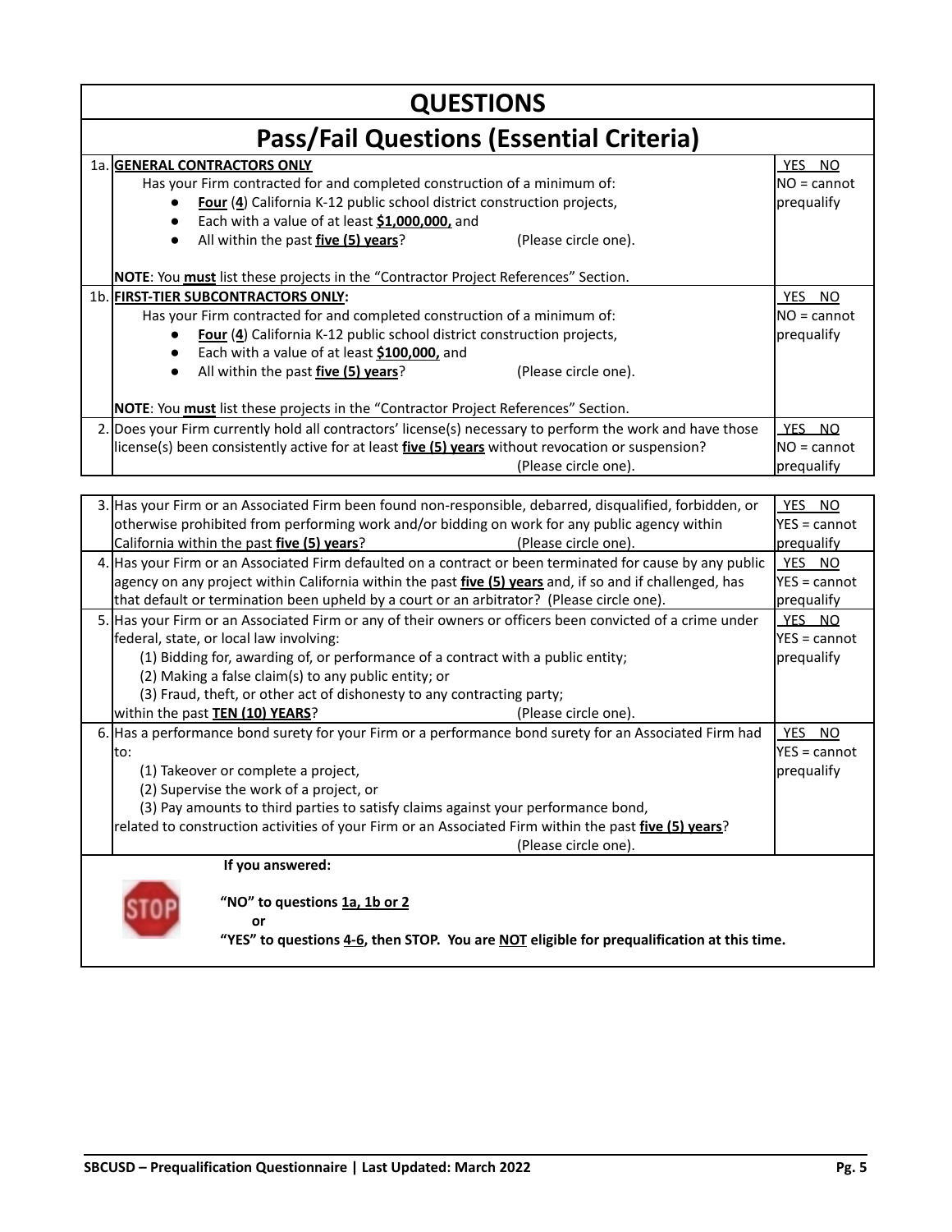# QUESTIONS

## Pass/Fail Questions (Essential Criteria)

| | | |
|---|---|---|
| 1a. | **GENERAL CONTRACTORS ONLY**<br>Has your Firm contracted for and completed construction of a minimum of:<br>• **Four** (**4**) California K-12 public school district construction projects,<br>• Each with a value of at least **$1,000,000,** and<br>• All within the past **five (5) years**? (Please circle one).<br><br>**NOTE**: You **must** list these projects in the "Contractor Project References" Section. | YES NO<br>NO = cannot prequalify |
| 1b. | **FIRST-TIER SUBCONTRACTORS ONLY:**<br>Has your Firm contracted for and completed construction of a minimum of:<br>• **Four** (**4**) California K-12 public school district construction projects,<br>• Each with a value of at least **$100,000,** and<br>• All within the past **five (5) years**? (Please circle one).<br><br>**NOTE**: You **must** list these projects in the "Contractor Project References" Section. | YES NO<br>NO = cannot prequalify |
| 2. | Does your Firm currently hold all contractors' license(s) necessary to perform the work and have those license(s) been consistently active for at least **five (5) years** without revocation or suspension? (Please circle one). | YES NO<br>NO = cannot prequalify |

| | | |
|---|---|---|
| 3. | Has your Firm or an Associated Firm been found non-responsible, debarred, disqualified, forbidden, or otherwise prohibited from performing work and/or bidding on work for any public agency within California within the past **five (5) years**? (Please circle one). | YES NO<br>YES = cannot prequalify |
| 4. | Has your Firm or an Associated Firm defaulted on a contract or been terminated for cause by any public agency on any project within California within the past **five (5) years** and, if so and if challenged, has that default or termination been upheld by a court or an arbitrator? (Please circle one). | YES NO<br>YES = cannot prequalify |
| 5. | Has your Firm or an Associated Firm or any of their owners or officers been convicted of a crime under federal, state, or local law involving:<br>(1) Bidding for, awarding of, or performance of a contract with a public entity;<br>(2) Making a false claim(s) to any public entity; or<br>(3) Fraud, theft, or other act of dishonesty to any contracting party;<br>within the past **TEN (10) YEARS**? (Please circle one). | YES NO<br>YES = cannot prequalify |
| 6. | Has a performance bond surety for your Firm or a performance bond surety for an Associated Firm had to:<br>(1) Takeover or complete a project,<br>(2) Supervise the work of a project, or<br>(3) Pay amounts to third parties to satisfy claims against your performance bond,<br>related to construction activities of your Firm or an Associated Firm within the past **five (5) years**? (Please circle one). | YES NO<br>YES = cannot prequalify |

**If you answered:**

**STOP**

**"NO" to questions 1a, 1b or 2**

**or**

**"YES" to questions 4-6, then STOP. You are NOT eligible for prequalification at this time.**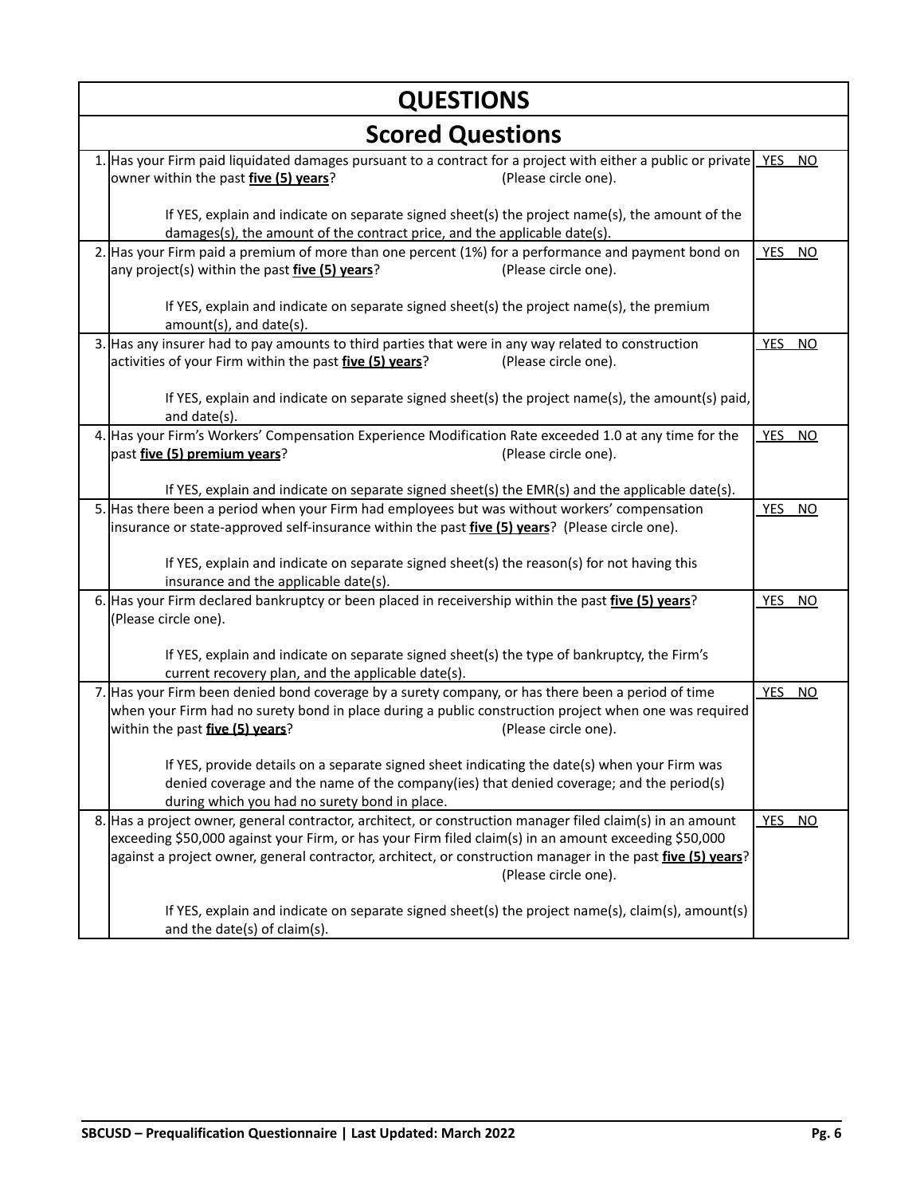# QUESTIONS

## Scored Questions

| # | Question | Answer |
|---|---|---|
| 1. | Has your Firm paid liquidated damages pursuant to a contract for a project with either a public or private owner within the past **five (5) years**? (Please circle one).<br><br>If YES, explain and indicate on separate signed sheet(s) the project name(s), the amount of the damages(s), the amount of the contract price, and the applicable date(s). | YES NO |
| 2. | Has your Firm paid a premium of more than one percent (1%) for a performance and payment bond on any project(s) within the past **five (5) years**? (Please circle one).<br><br>If YES, explain and indicate on separate signed sheet(s) the project name(s), the premium amount(s), and date(s). | YES NO |
| 3. | Has any insurer had to pay amounts to third parties that were in any way related to construction activities of your Firm within the past **five (5) years**? (Please circle one).<br><br>If YES, explain and indicate on separate signed sheet(s) the project name(s), the amount(s) paid, and date(s). | YES NO |
| 4. | Has your Firm's Workers' Compensation Experience Modification Rate exceeded 1.0 at any time for the past **five (5) premium years**? (Please circle one).<br><br>If YES, explain and indicate on separate signed sheet(s) the EMR(s) and the applicable date(s). | YES NO |
| 5. | Has there been a period when your Firm had employees but was without workers' compensation insurance or state-approved self-insurance within the past **five (5) years**? (Please circle one).<br><br>If YES, explain and indicate on separate signed sheet(s) the reason(s) for not having this insurance and the applicable date(s). | YES NO |
| 6. | Has your Firm declared bankruptcy or been placed in receivership within the past **five (5) years**? (Please circle one).<br><br>If YES, explain and indicate on separate signed sheet(s) the type of bankruptcy, the Firm's current recovery plan, and the applicable date(s). | YES NO |
| 7. | Has your Firm been denied bond coverage by a surety company, or has there been a period of time when your Firm had no surety bond in place during a public construction project when one was required within the past **five (5) years**? (Please circle one).<br><br>If YES, provide details on a separate signed sheet indicating the date(s) when your Firm was denied coverage and the name of the company(ies) that denied coverage; and the period(s) during which you had no surety bond in place. | YES NO |
| 8. | Has a project owner, general contractor, architect, or construction manager filed claim(s) in an amount exceeding $50,000 against your Firm, or has your Firm filed claim(s) in an amount exceeding $50,000 against a project owner, general contractor, architect, or construction manager in the past **five (5) years**? (Please circle one).<br><br>If YES, explain and indicate on separate signed sheet(s) the project name(s), claim(s), amount(s) and the date(s) of claim(s). | YES NO |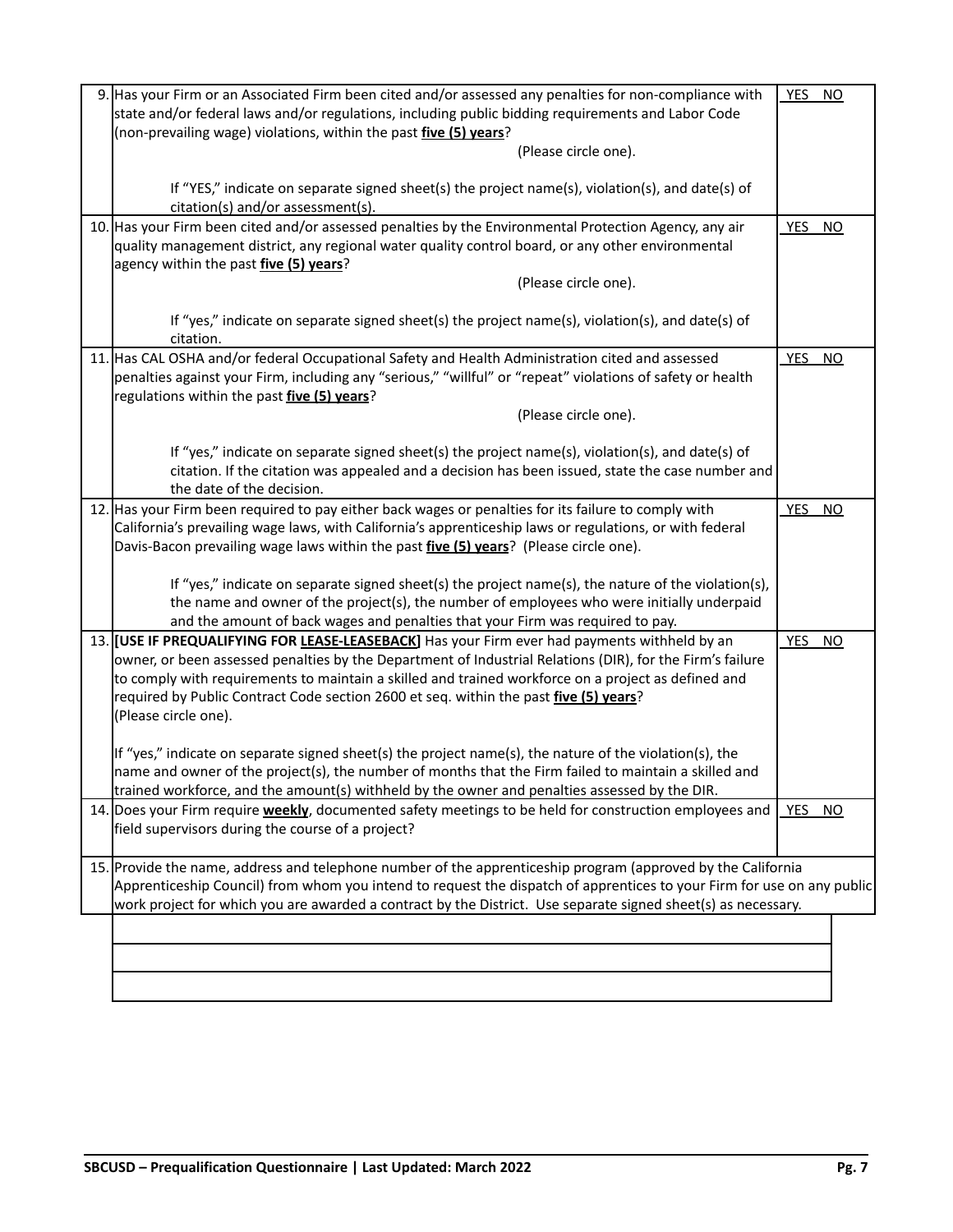| | | |
|---|---|---|
| 9. | Has your Firm or an Associated Firm been cited and/or assessed any penalties for non-compliance with state and/or federal laws and/or regulations, including public bidding requirements and Labor Code (non-prevailing wage) violations, within the past **five (5) years**? (Please circle one).<br><br>If "YES," indicate on separate signed sheet(s) the project name(s), violation(s), and date(s) of citation(s) and/or assessment(s). | YES NO |
| 10. | Has your Firm been cited and/or assessed penalties by the Environmental Protection Agency, any air quality management district, any regional water quality control board, or any other environmental agency within the past **five (5) years**? (Please circle one).<br><br>If "yes," indicate on separate signed sheet(s) the project name(s), violation(s), and date(s) of citation. | YES NO |
| 11. | Has CAL OSHA and/or federal Occupational Safety and Health Administration cited and assessed penalties against your Firm, including any "serious," "willful" or "repeat" violations of safety or health regulations within the past **five (5) years**? (Please circle one).<br><br>If "yes," indicate on separate signed sheet(s) the project name(s), violation(s), and date(s) of citation. If the citation was appealed and a decision has been issued, state the case number and the date of the decision. | YES NO |
| 12. | Has your Firm been required to pay either back wages or penalties for its failure to comply with California's prevailing wage laws, with California's apprenticeship laws or regulations, or with federal Davis-Bacon prevailing wage laws within the past **five (5) years**? (Please circle one).<br><br>If "yes," indicate on separate signed sheet(s) the project name(s), the nature of the violation(s), the name and owner of the project(s), the number of employees who were initially underpaid and the amount of back wages and penalties that your Firm was required to pay. | YES NO |
| 13. | **[USE IF PREQUALIFYING FOR LEASE-LEASEBACK]** Has your Firm ever had payments withheld by an owner, or been assessed penalties by the Department of Industrial Relations (DIR), for the Firm's failure to comply with requirements to maintain a skilled and trained workforce on a project as defined and required by Public Contract Code section 2600 et seq. within the past **five (5) years**? (Please circle one).<br><br>If "yes," indicate on separate signed sheet(s) the project name(s), the nature of the violation(s), the name and owner of the project(s), the number of months that the Firm failed to maintain a skilled and trained workforce, and the amount(s) withheld by the owner and penalties assessed by the DIR. | YES NO |
| 14. | Does your Firm require **weekly**, documented safety meetings to be held for construction employees and field supervisors during the course of a project? | YES NO |
| 15. | Provide the name, address and telephone number of the apprenticeship program (approved by the California Apprenticeship Council) from whom you intend to request the dispatch of apprentices to your Firm for use on any public work project for which you are awarded a contract by the District. Use separate signed sheet(s) as necessary. | |

| |
|---|
| |
| |
| |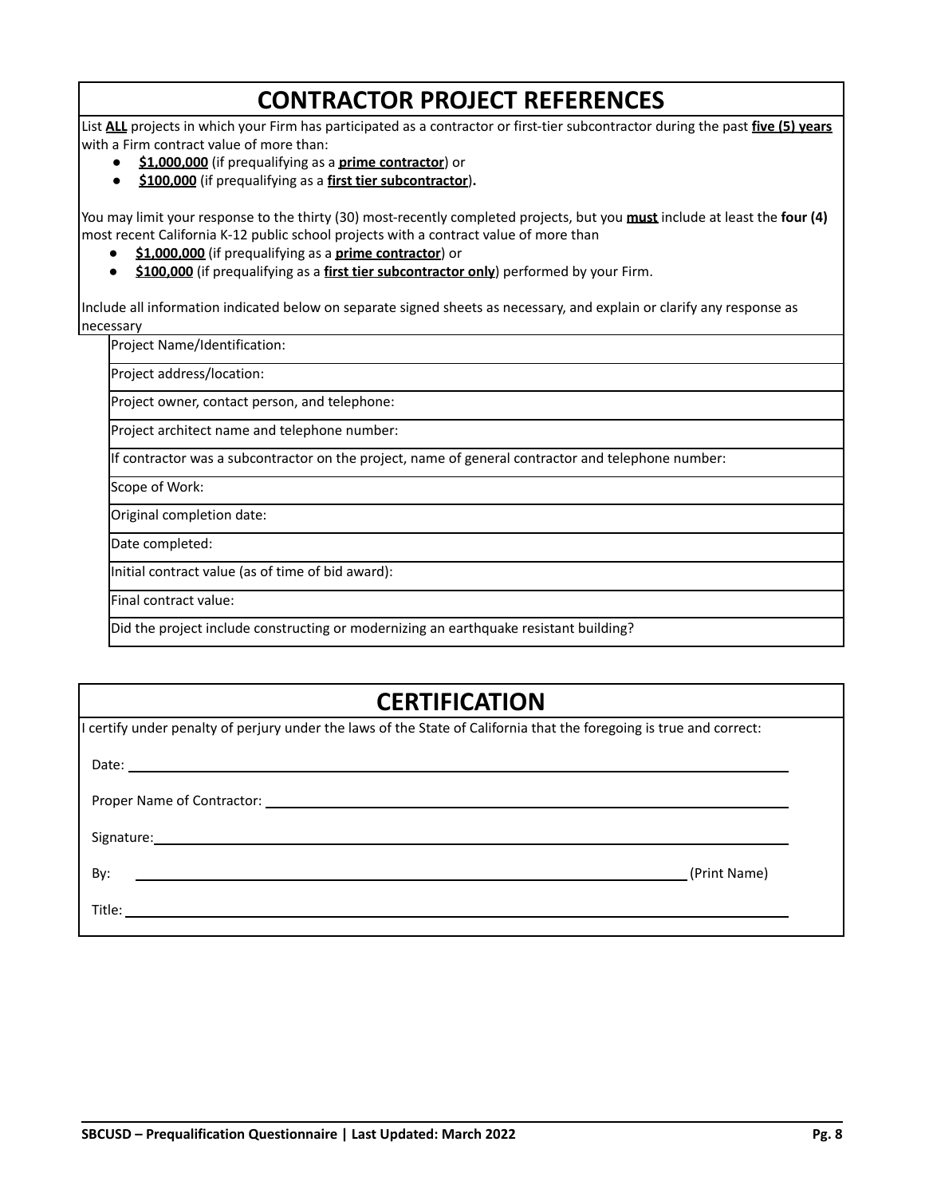# CONTRACTOR PROJECT REFERENCES

List **ALL** projects in which your Firm has participated as a contractor or first-tier subcontractor during the past **five (5) years** with a Firm contract value of more than:

- **$1,000,000** (if prequalifying as a **prime contractor**) or
- **$100,000** (if prequalifying as a **first tier subcontractor**).

You may limit your response to the thirty (30) most-recently completed projects, but you **must** include at least the **four (4)** most recent California K-12 public school projects with a contract value of more than

- **$1,000,000** (if prequalifying as a **prime contractor**) or
- **$100,000** (if prequalifying as a **first tier subcontractor only**) performed by your Firm.

Include all information indicated below on separate signed sheets as necessary, and explain or clarify any response as necessary

| |
|---|
| Project Name/Identification: |
| Project address/location: |
| Project owner, contact person, and telephone: |
| Project architect name and telephone number: |
| If contractor was a subcontractor on the project, name of general contractor and telephone number: |
| Scope of Work: |
| Original completion date: |
| Date completed: |
| Initial contract value (as of time of bid award): |
| Final contract value: |
| Did the project include constructing or modernizing an earthquake resistant building? |

# CERTIFICATION

I certify under penalty of perjury under the laws of the State of California that the foregoing is true and correct:

Date: ______________________________

Proper Name of Contractor: ______________________________

Signature: ______________________________

By: ______________________________ (Print Name)

Title: ______________________________